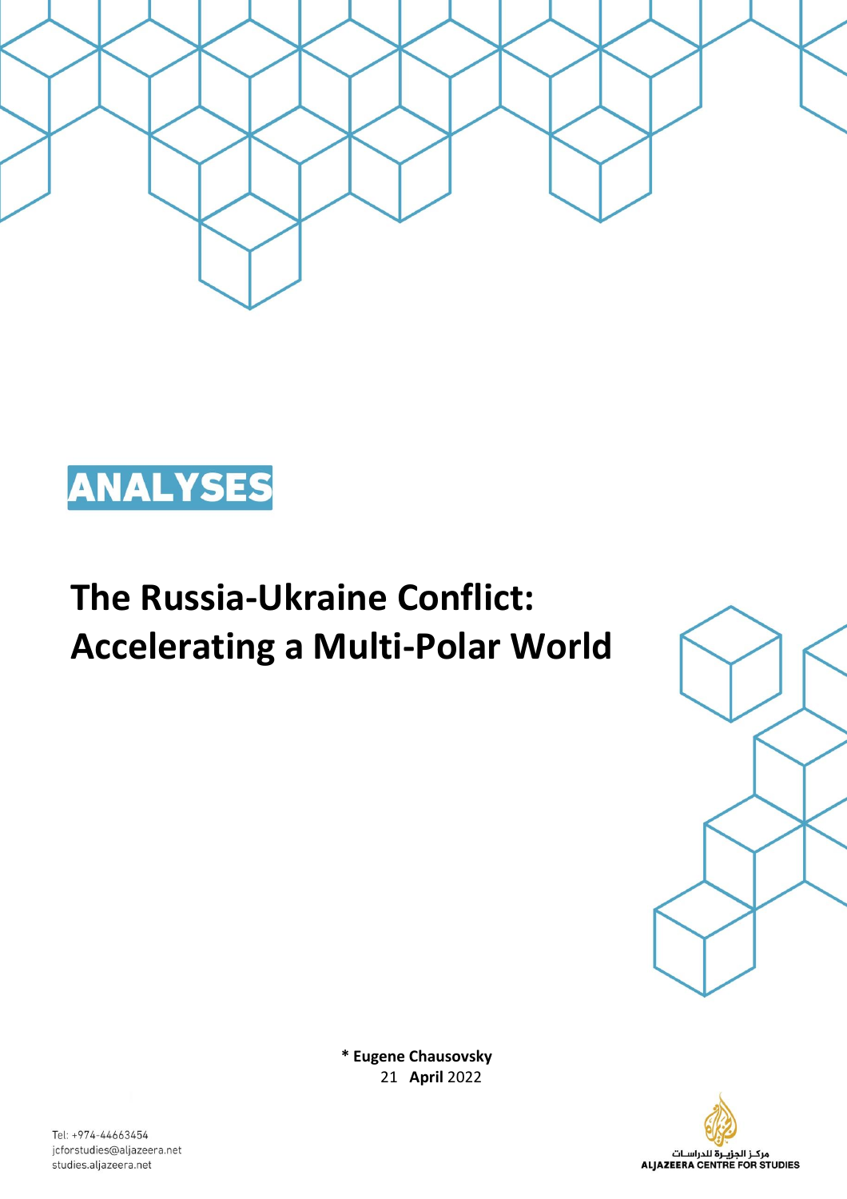ANALYSES

# The Russia-Ukraine Conflict: Accelerating a Multi-Polar World

**\* Eugene Chausovsky**
21 **April** 2022

Tel: +974-44663454
jcforstudies@aljazeera.net
studies.aljazeera.net

مركز الجزيرة للدراسات
ALJAZEERA CENTRE FOR STUDIES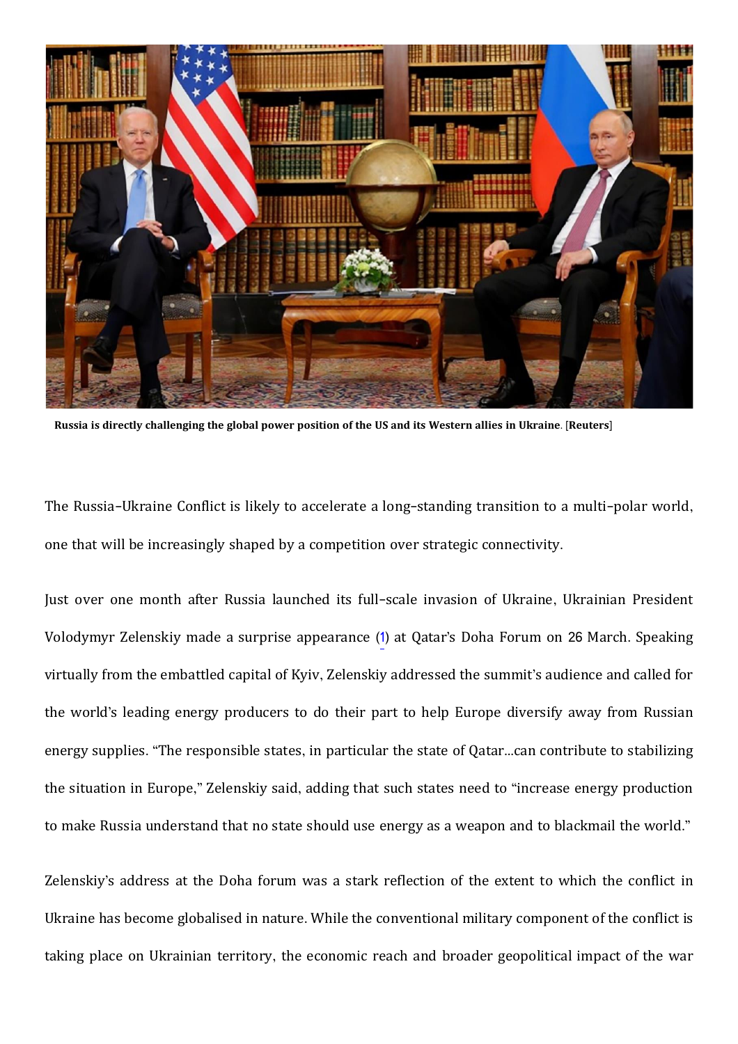**Russia is directly challenging the global power position of the US and its Western allies in Ukraine**. [**Reuters**]

The Russia–Ukraine Conflict is likely to accelerate a long–standing transition to a multi–polar world, one that will be increasingly shaped by a competition over strategic connectivity.

Just over one month after Russia launched its full–scale invasion of Ukraine, Ukrainian President Volodymyr Zelenskiy made a surprise appearance (1) at Qatar's Doha Forum on 26 March. Speaking virtually from the embattled capital of Kyiv, Zelenskiy addressed the summit's audience and called for the world's leading energy producers to do their part to help Europe diversify away from Russian energy supplies. "The responsible states, in particular the state of Qatar...can contribute to stabilizing the situation in Europe," Zelenskiy said, adding that such states need to "increase energy production to make Russia understand that no state should use energy as a weapon and to blackmail the world."

Zelenskiy's address at the Doha forum was a stark reflection of the extent to which the conflict in Ukraine has become globalised in nature. While the conventional military component of the conflict is taking place on Ukrainian territory, the economic reach and broader geopolitical impact of the war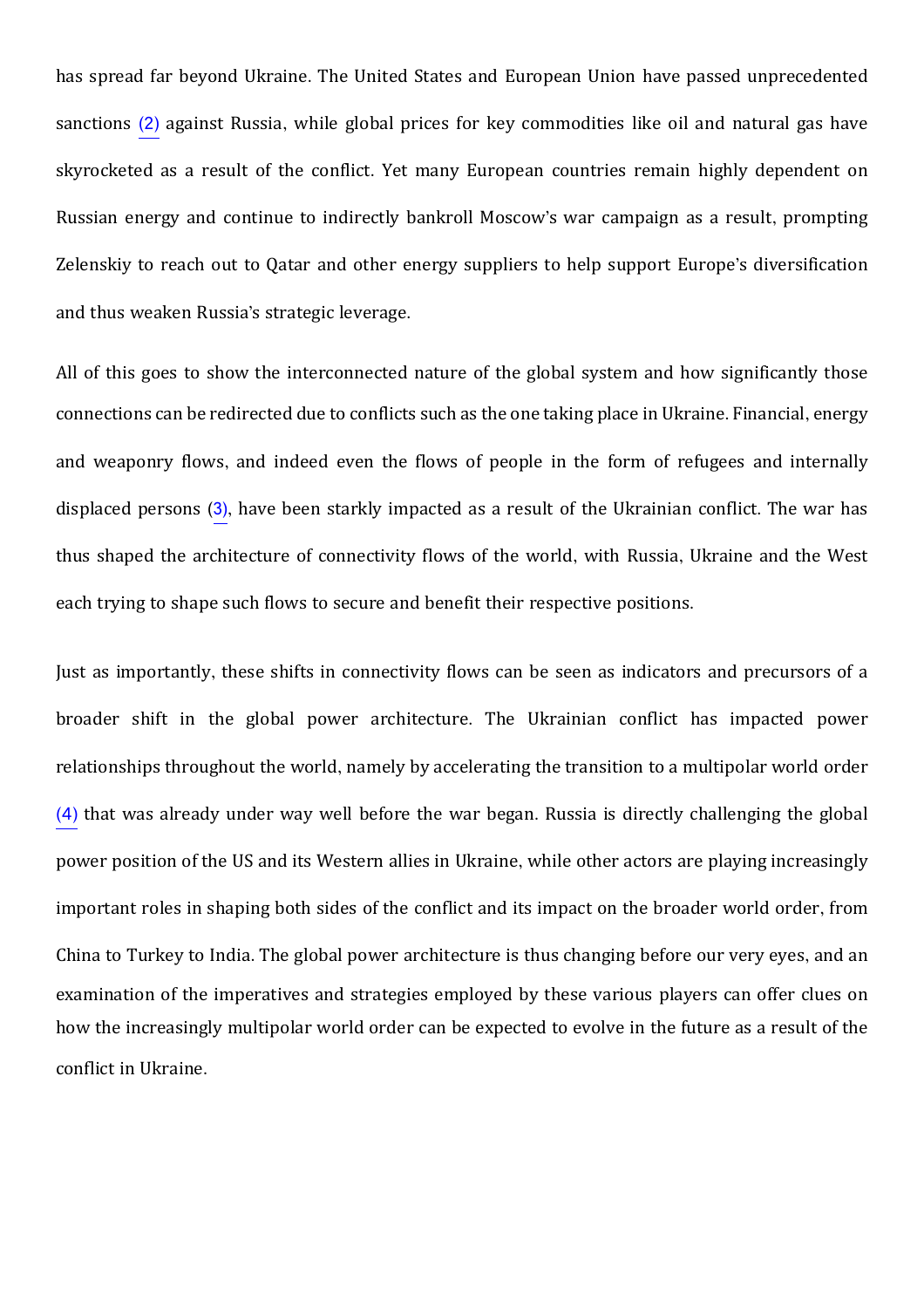has spread far beyond Ukraine. The United States and European Union have passed unprecedented sanctions (2) against Russia, while global prices for key commodities like oil and natural gas have skyrocketed as a result of the conflict. Yet many European countries remain highly dependent on Russian energy and continue to indirectly bankroll Moscow's war campaign as a result, prompting Zelenskiy to reach out to Qatar and other energy suppliers to help support Europe's diversification and thus weaken Russia's strategic leverage.

All of this goes to show the interconnected nature of the global system and how significantly those connections can be redirected due to conflicts such as the one taking place in Ukraine. Financial, energy and weaponry flows, and indeed even the flows of people in the form of refugees and internally displaced persons (3), have been starkly impacted as a result of the Ukrainian conflict. The war has thus shaped the architecture of connectivity flows of the world, with Russia, Ukraine and the West each trying to shape such flows to secure and benefit their respective positions.

Just as importantly, these shifts in connectivity flows can be seen as indicators and precursors of a broader shift in the global power architecture. The Ukrainian conflict has impacted power relationships throughout the world, namely by accelerating the transition to a multipolar world order (4) that was already under way well before the war began. Russia is directly challenging the global power position of the US and its Western allies in Ukraine, while other actors are playing increasingly important roles in shaping both sides of the conflict and its impact on the broader world order, from China to Turkey to India. The global power architecture is thus changing before our very eyes, and an examination of the imperatives and strategies employed by these various players can offer clues on how the increasingly multipolar world order can be expected to evolve in the future as a result of the conflict in Ukraine.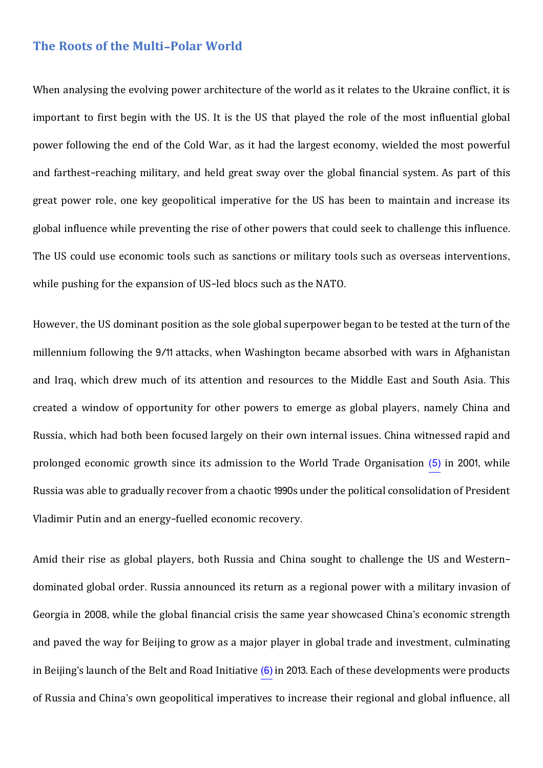## The Roots of the Multi-Polar World

When analysing the evolving power architecture of the world as it relates to the Ukraine conflict, it is important to first begin with the US. It is the US that played the role of the most influential global power following the end of the Cold War, as it had the largest economy, wielded the most powerful and farthest-reaching military, and held great sway over the global financial system. As part of this great power role, one key geopolitical imperative for the US has been to maintain and increase its global influence while preventing the rise of other powers that could seek to challenge this influence. The US could use economic tools such as sanctions or military tools such as overseas interventions, while pushing for the expansion of US-led blocs such as the NATO.

However, the US dominant position as the sole global superpower began to be tested at the turn of the millennium following the 9/11 attacks, when Washington became absorbed with wars in Afghanistan and Iraq, which drew much of its attention and resources to the Middle East and South Asia. This created a window of opportunity for other powers to emerge as global players, namely China and Russia, which had both been focused largely on their own internal issues. China witnessed rapid and prolonged economic growth since its admission to the World Trade Organisation (5) in 2001, while Russia was able to gradually recover from a chaotic 1990s under the political consolidation of President Vladimir Putin and an energy-fuelled economic recovery.

Amid their rise as global players, both Russia and China sought to challenge the US and Western-dominated global order. Russia announced its return as a regional power with a military invasion of Georgia in 2008, while the global financial crisis the same year showcased China's economic strength and paved the way for Beijing to grow as a major player in global trade and investment, culminating in Beijing's launch of the Belt and Road Initiative (6) in 2013. Each of these developments were products of Russia and China's own geopolitical imperatives to increase their regional and global influence, all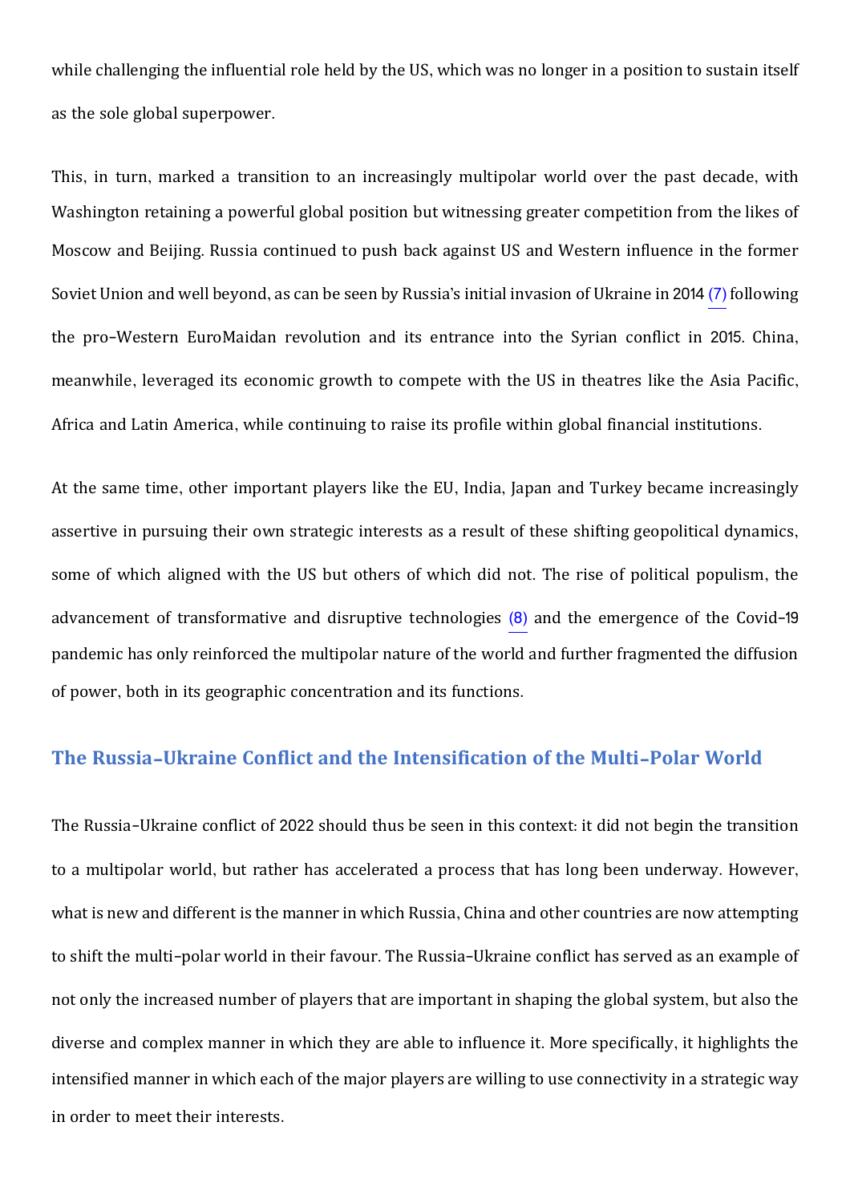while challenging the influential role held by the US, which was no longer in a position to sustain itself as the sole global superpower.

This, in turn, marked a transition to an increasingly multipolar world over the past decade, with Washington retaining a powerful global position but witnessing greater competition from the likes of Moscow and Beijing. Russia continued to push back against US and Western influence in the former Soviet Union and well beyond, as can be seen by Russia's initial invasion of Ukraine in 2014 (7) following the pro-Western EuroMaidan revolution and its entrance into the Syrian conflict in 2015. China, meanwhile, leveraged its economic growth to compete with the US in theatres like the Asia Pacific, Africa and Latin America, while continuing to raise its profile within global financial institutions.

At the same time, other important players like the EU, India, Japan and Turkey became increasingly assertive in pursuing their own strategic interests as a result of these shifting geopolitical dynamics, some of which aligned with the US but others of which did not. The rise of political populism, the advancement of transformative and disruptive technologies (8) and the emergence of the Covid-19 pandemic has only reinforced the multipolar nature of the world and further fragmented the diffusion of power, both in its geographic concentration and its functions.

## The Russia-Ukraine Conflict and the Intensification of the Multi-Polar World

The Russia-Ukraine conflict of 2022 should thus be seen in this context: it did not begin the transition to a multipolar world, but rather has accelerated a process that has long been underway. However, what is new and different is the manner in which Russia, China and other countries are now attempting to shift the multi-polar world in their favour. The Russia-Ukraine conflict has served as an example of not only the increased number of players that are important in shaping the global system, but also the diverse and complex manner in which they are able to influence it. More specifically, it highlights the intensified manner in which each of the major players are willing to use connectivity in a strategic way in order to meet their interests.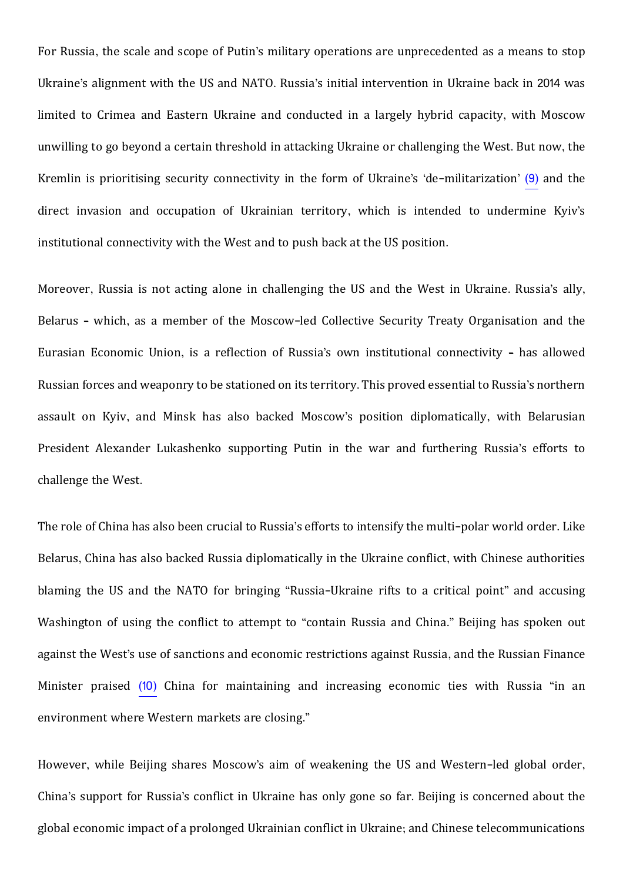For Russia, the scale and scope of Putin's military operations are unprecedented as a means to stop Ukraine's alignment with the US and NATO. Russia's initial intervention in Ukraine back in 2014 was limited to Crimea and Eastern Ukraine and conducted in a largely hybrid capacity, with Moscow unwilling to go beyond a certain threshold in attacking Ukraine or challenging the West. But now, the Kremlin is prioritising security connectivity in the form of Ukraine's 'de-militarization' (9) and the direct invasion and occupation of Ukrainian territory, which is intended to undermine Kyiv's institutional connectivity with the West and to push back at the US position.

Moreover, Russia is not acting alone in challenging the US and the West in Ukraine. Russia's ally, Belarus – which, as a member of the Moscow-led Collective Security Treaty Organisation and the Eurasian Economic Union, is a reflection of Russia's own institutional connectivity – has allowed Russian forces and weaponry to be stationed on its territory. This proved essential to Russia's northern assault on Kyiv, and Minsk has also backed Moscow's position diplomatically, with Belarusian President Alexander Lukashenko supporting Putin in the war and furthering Russia's efforts to challenge the West.

The role of China has also been crucial to Russia's efforts to intensify the multi-polar world order. Like Belarus, China has also backed Russia diplomatically in the Ukraine conflict, with Chinese authorities blaming the US and the NATO for bringing "Russia-Ukraine rifts to a critical point" and accusing Washington of using the conflict to attempt to "contain Russia and China." Beijing has spoken out against the West's use of sanctions and economic restrictions against Russia, and the Russian Finance Minister praised (10) China for maintaining and increasing economic ties with Russia "in an environment where Western markets are closing."

However, while Beijing shares Moscow's aim of weakening the US and Western-led global order, China's support for Russia's conflict in Ukraine has only gone so far. Beijing is concerned about the global economic impact of a prolonged Ukrainian conflict in Ukraine; and Chinese telecommunications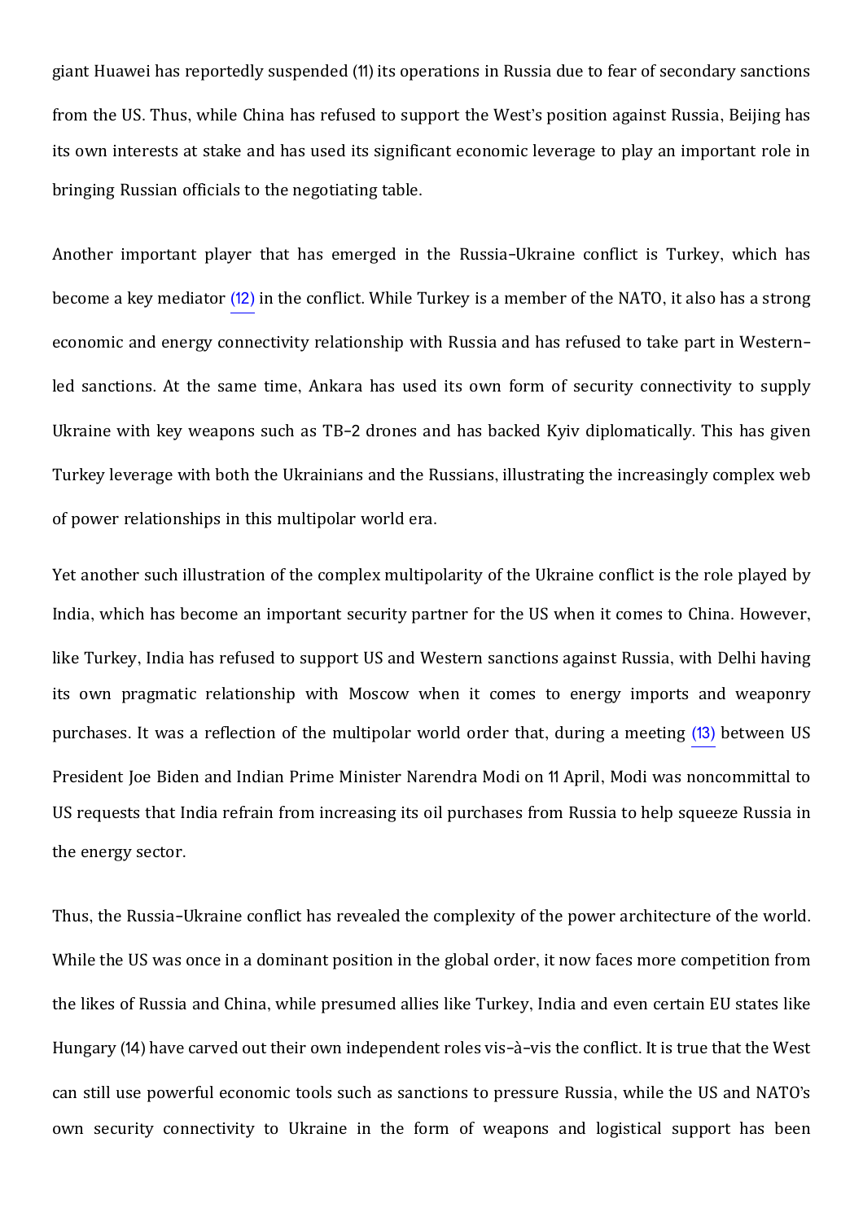giant Huawei has reportedly suspended (11) its operations in Russia due to fear of secondary sanctions from the US. Thus, while China has refused to support the West's position against Russia, Beijing has its own interests at stake and has used its significant economic leverage to play an important role in bringing Russian officials to the negotiating table.

Another important player that has emerged in the Russia–Ukraine conflict is Turkey, which has become a key mediator (12) in the conflict. While Turkey is a member of the NATO, it also has a strong economic and energy connectivity relationship with Russia and has refused to take part in Western–led sanctions. At the same time, Ankara has used its own form of security connectivity to supply Ukraine with key weapons such as TB–2 drones and has backed Kyiv diplomatically. This has given Turkey leverage with both the Ukrainians and the Russians, illustrating the increasingly complex web of power relationships in this multipolar world era.

Yet another such illustration of the complex multipolarity of the Ukraine conflict is the role played by India, which has become an important security partner for the US when it comes to China. However, like Turkey, India has refused to support US and Western sanctions against Russia, with Delhi having its own pragmatic relationship with Moscow when it comes to energy imports and weaponry purchases. It was a reflection of the multipolar world order that, during a meeting (13) between US President Joe Biden and Indian Prime Minister Narendra Modi on 11 April, Modi was noncommittal to US requests that India refrain from increasing its oil purchases from Russia to help squeeze Russia in the energy sector.

Thus, the Russia–Ukraine conflict has revealed the complexity of the power architecture of the world. While the US was once in a dominant position in the global order, it now faces more competition from the likes of Russia and China, while presumed allies like Turkey, India and even certain EU states like Hungary (14) have carved out their own independent roles vis–à–vis the conflict. It is true that the West can still use powerful economic tools such as sanctions to pressure Russia, while the US and NATO's own security connectivity to Ukraine in the form of weapons and logistical support has been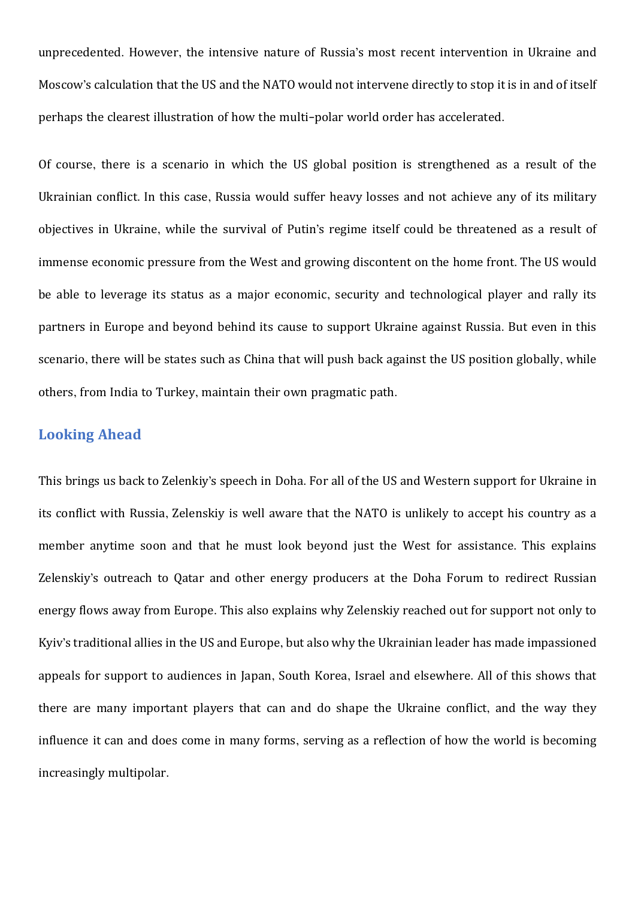unprecedented. However, the intensive nature of Russia's most recent intervention in Ukraine and Moscow's calculation that the US and the NATO would not intervene directly to stop it is in and of itself perhaps the clearest illustration of how the multi–polar world order has accelerated.

Of course, there is a scenario in which the US global position is strengthened as a result of the Ukrainian conflict. In this case, Russia would suffer heavy losses and not achieve any of its military objectives in Ukraine, while the survival of Putin's regime itself could be threatened as a result of immense economic pressure from the West and growing discontent on the home front. The US would be able to leverage its status as a major economic, security and technological player and rally its partners in Europe and beyond behind its cause to support Ukraine against Russia. But even in this scenario, there will be states such as China that will push back against the US position globally, while others, from India to Turkey, maintain their own pragmatic path.

## Looking Ahead

This brings us back to Zelenkiy's speech in Doha. For all of the US and Western support for Ukraine in its conflict with Russia, Zelenskiy is well aware that the NATO is unlikely to accept his country as a member anytime soon and that he must look beyond just the West for assistance. This explains Zelenskiy's outreach to Qatar and other energy producers at the Doha Forum to redirect Russian energy flows away from Europe. This also explains why Zelenskiy reached out for support not only to Kyiv's traditional allies in the US and Europe, but also why the Ukrainian leader has made impassioned appeals for support to audiences in Japan, South Korea, Israel and elsewhere. All of this shows that there are many important players that can and do shape the Ukraine conflict, and the way they influence it can and does come in many forms, serving as a reflection of how the world is becoming increasingly multipolar.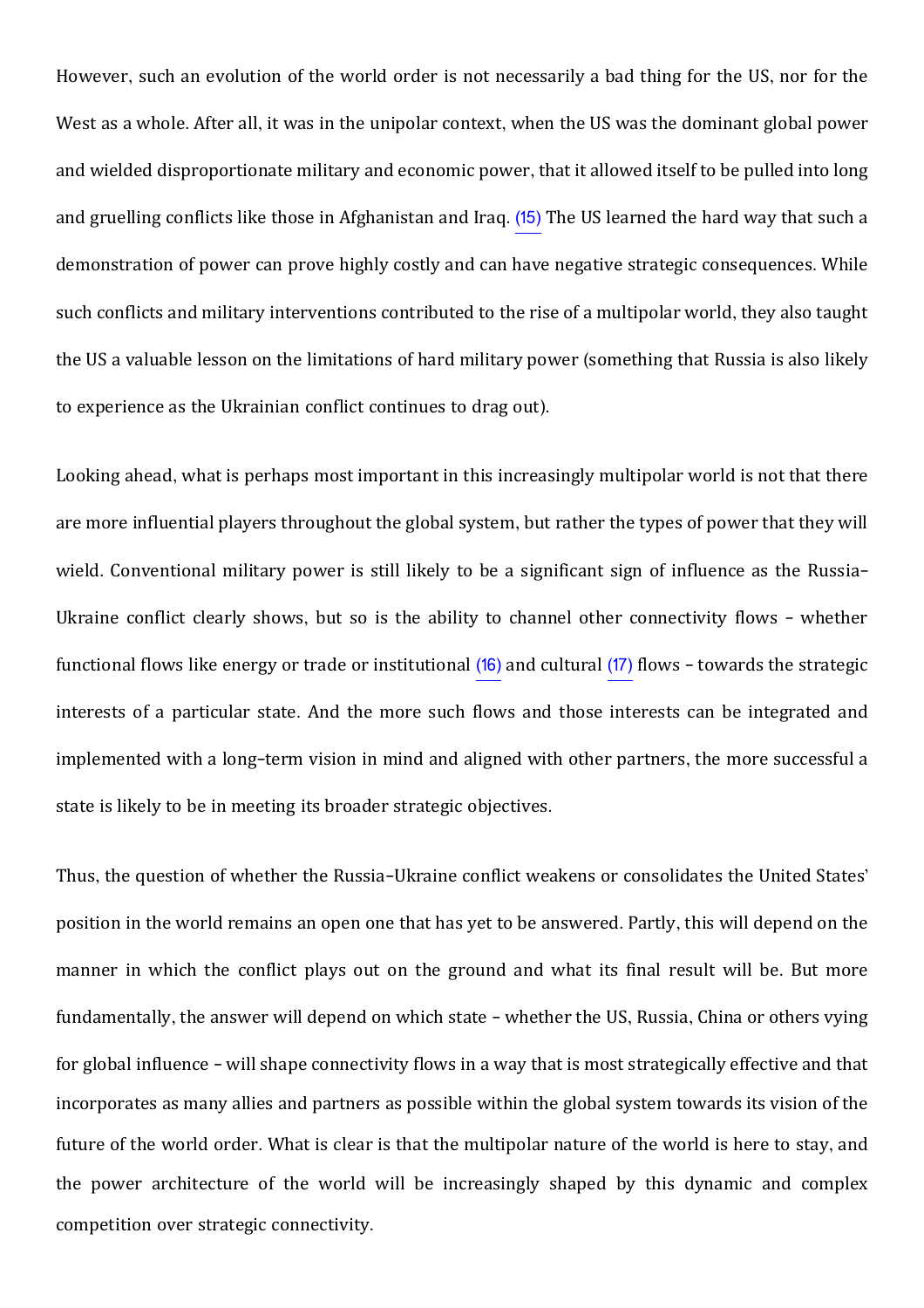However, such an evolution of the world order is not necessarily a bad thing for the US, nor for the West as a whole. After all, it was in the unipolar context, when the US was the dominant global power and wielded disproportionate military and economic power, that it allowed itself to be pulled into long and gruelling conflicts like those in Afghanistan and Iraq. (15) The US learned the hard way that such a demonstration of power can prove highly costly and can have negative strategic consequences. While such conflicts and military interventions contributed to the rise of a multipolar world, they also taught the US a valuable lesson on the limitations of hard military power (something that Russia is also likely to experience as the Ukrainian conflict continues to drag out).

Looking ahead, what is perhaps most important in this increasingly multipolar world is not that there are more influential players throughout the global system, but rather the types of power that they will wield. Conventional military power is still likely to be a significant sign of influence as the Russia–Ukraine conflict clearly shows, but so is the ability to channel other connectivity flows – whether functional flows like energy or trade or institutional (16) and cultural (17) flows – towards the strategic interests of a particular state. And the more such flows and those interests can be integrated and implemented with a long-term vision in mind and aligned with other partners, the more successful a state is likely to be in meeting its broader strategic objectives.

Thus, the question of whether the Russia–Ukraine conflict weakens or consolidates the United States' position in the world remains an open one that has yet to be answered. Partly, this will depend on the manner in which the conflict plays out on the ground and what its final result will be. But more fundamentally, the answer will depend on which state – whether the US, Russia, China or others vying for global influence – will shape connectivity flows in a way that is most strategically effective and that incorporates as many allies and partners as possible within the global system towards its vision of the future of the world order. What is clear is that the multipolar nature of the world is here to stay, and the power architecture of the world will be increasingly shaped by this dynamic and complex competition over strategic connectivity.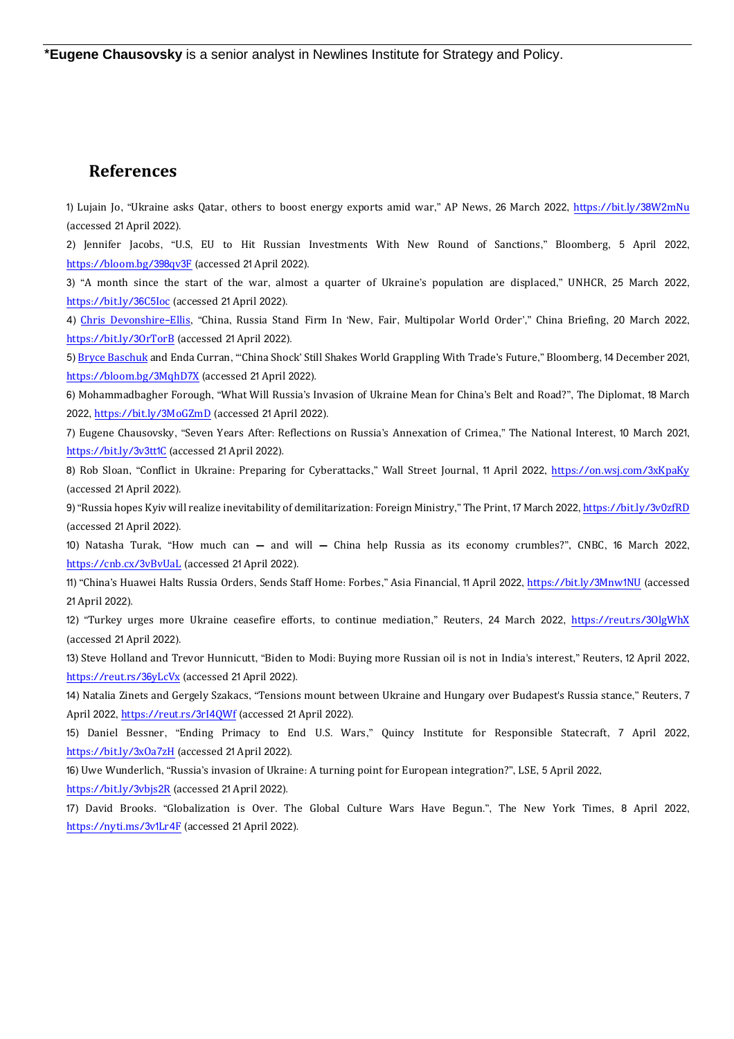**\*Eugene Chausovsky** is a senior analyst in Newlines Institute for Strategy and Policy.

## References

1) Lujain Jo, "Ukraine asks Qatar, others to boost energy exports amid war," AP News, 26 March 2022, https://bit.ly/38W2mNu (accessed 21 April 2022).

2) Jennifer Jacobs, "U.S, EU to Hit Russian Investments With New Round of Sanctions," Bloomberg, 5 April 2022, https://bloom.bg/398qv3F (accessed 21 April 2022).

3) "A month since the start of the war, almost a quarter of Ukraine's population are displaced," UNHCR, 25 March 2022, https://bit.ly/36C5Ioc (accessed 21 April 2022).

4) Chris Devonshire-Ellis, "China, Russia Stand Firm In 'New, Fair, Multipolar World Order'," China Briefing, 20 March 2022, https://bit.ly/3OrTorB (accessed 21 April 2022).

5) Bryce Baschuk and Enda Curran, "'China Shock' Still Shakes World Grappling With Trade's Future," Bloomberg, 14 December 2021, https://bloom.bg/3MqhD7X (accessed 21 April 2022).

6) Mohammadbagher Forough, "What Will Russia's Invasion of Ukraine Mean for China's Belt and Road?", The Diplomat, 18 March 2022, https://bit.ly/3MoGZmD (accessed 21 April 2022).

7) Eugene Chausovsky, "Seven Years After: Reflections on Russia's Annexation of Crimea," The National Interest, 10 March 2021, https://bit.ly/3v3tt1C (accessed 21 April 2022).

8) Rob Sloan, "Conflict in Ukraine: Preparing for Cyberattacks," Wall Street Journal, 11 April 2022, https://on.wsj.com/3xKpaKy (accessed 21 April 2022).

9) "Russia hopes Kyiv will realize inevitability of demilitarization: Foreign Ministry," The Print, 17 March 2022, https://bit.ly/3v0zfRD (accessed 21 April 2022).

10) Natasha Turak, "How much can — and will — China help Russia as its economy crumbles?", CNBC, 16 March 2022, https://cnb.cx/3vBvUaL (accessed 21 April 2022).

11) "China's Huawei Halts Russia Orders, Sends Staff Home: Forbes," Asia Financial, 11 April 2022, https://bit.ly/3Mnw1NU (accessed 21 April 2022).

12) "Turkey urges more Ukraine ceasefire efforts, to continue mediation," Reuters, 24 March 2022, https://reut.rs/3OlgWhX (accessed 21 April 2022).

13) Steve Holland and Trevor Hunnicutt, "Biden to Modi: Buying more Russian oil is not in India's interest," Reuters, 12 April 2022, https://reut.rs/36yLcVx (accessed 21 April 2022).

14) Natalia Zinets and Gergely Szakacs, "Tensions mount between Ukraine and Hungary over Budapest's Russia stance," Reuters, 7 April 2022, https://reut.rs/3rI4QWf (accessed 21 April 2022).

15) Daniel Bessner, "Ending Primacy to End U.S. Wars," Quincy Institute for Responsible Statecraft, 7 April 2022, https://bit.ly/3xOa7zH (accessed 21 April 2022).

16) Uwe Wunderlich, "Russia's invasion of Ukraine: A turning point for European integration?", LSE, 5 April 2022, https://bit.ly/3vbjs2R (accessed 21 April 2022).

17) David Brooks. "Globalization is Over. The Global Culture Wars Have Begun.", The New York Times, 8 April 2022, https://nyti.ms/3v1Lr4F (accessed 21 April 2022).